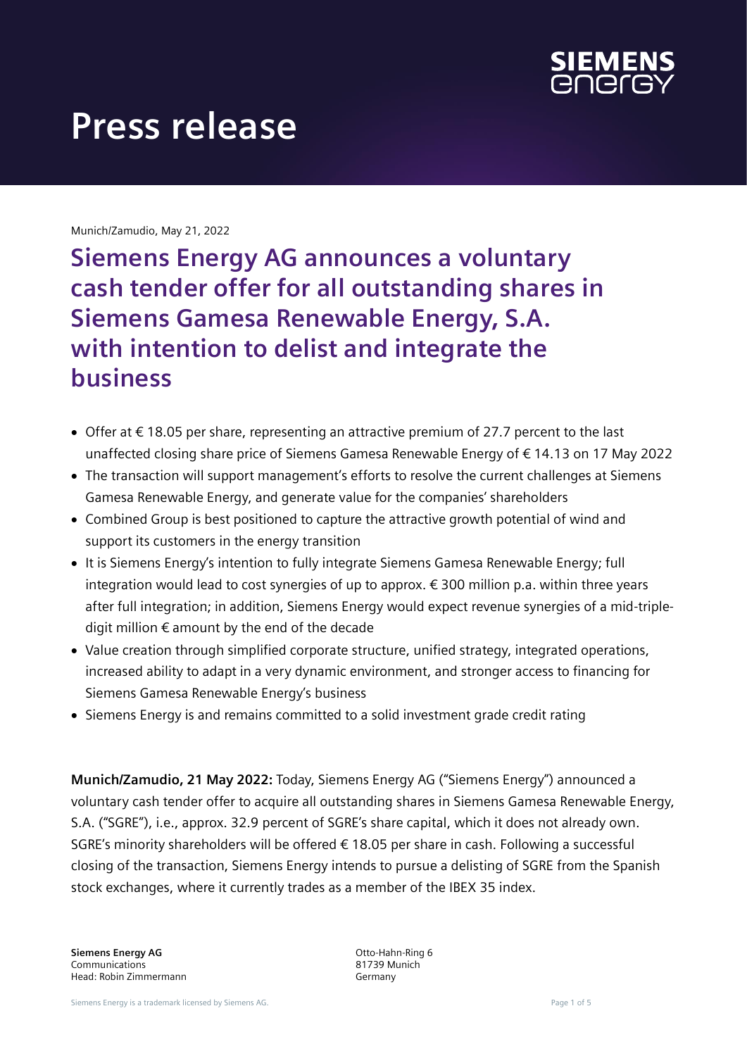# Press release

Munich/Zamudio, May 21, 2022

## Siemens Energy AG announces a voluntary cash tender offer for all outstanding shares in Siemens Gamesa Renewable Energy, S.A. with intention to delist and integrate the business

- Offer at € 18.05 per share, representing an attractive premium of 27.7 percent to the last unaffected closing share price of Siemens Gamesa Renewable Energy of € 14.13 on 17 May 2022
- The transaction will support management's efforts to resolve the current challenges at Siemens Gamesa Renewable Energy, and generate value for the companies' shareholders
- Combined Group is best positioned to capture the attractive growth potential of wind and support its customers in the energy transition
- It is Siemens Energy's intention to fully integrate Siemens Gamesa Renewable Energy; full integration would lead to cost synergies of up to approx. € 300 million p.a. within three years after full integration; in addition, Siemens Energy would expect revenue synergies of a mid-triple-digit million € amount by the end of the decade
- Value creation through simplified corporate structure, unified strategy, integrated operations, increased ability to adapt in a very dynamic environment, and stronger access to financing for Siemens Gamesa Renewable Energy's business
- Siemens Energy is and remains committed to a solid investment grade credit rating

**Munich/Zamudio, 21 May 2022:** Today, Siemens Energy AG ("Siemens Energy") announced a voluntary cash tender offer to acquire all outstanding shares in Siemens Gamesa Renewable Energy, S.A. ("SGRE"), i.e., approx. 32.9 percent of SGRE's share capital, which it does not already own. SGRE's minority shareholders will be offered € 18.05 per share in cash. Following a successful closing of the transaction, Siemens Energy intends to pursue a delisting of SGRE from the Spanish stock exchanges, where it currently trades as a member of the IBEX 35 index.

**Siemens Energy AG**
Communications
Head: Robin Zimmermann

Otto-Hahn-Ring 6
81739 Munich
Germany

Siemens Energy is a trademark licensed by Siemens AG.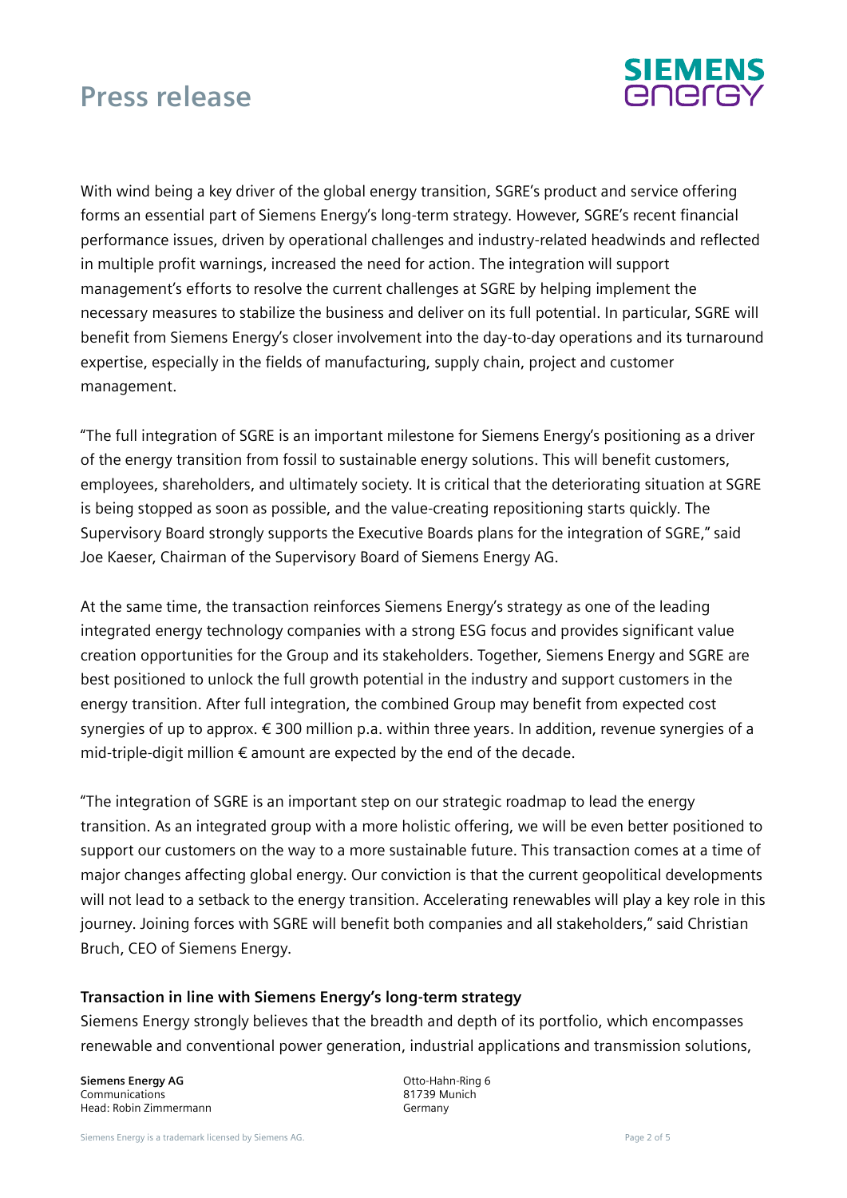With wind being a key driver of the global energy transition, SGRE's product and service offering forms an essential part of Siemens Energy's long-term strategy. However, SGRE's recent financial performance issues, driven by operational challenges and industry-related headwinds and reflected in multiple profit warnings, increased the need for action. The integration will support management's efforts to resolve the current challenges at SGRE by helping implement the necessary measures to stabilize the business and deliver on its full potential. In particular, SGRE will benefit from Siemens Energy's closer involvement into the day-to-day operations and its turnaround expertise, especially in the fields of manufacturing, supply chain, project and customer management.

"The full integration of SGRE is an important milestone for Siemens Energy's positioning as a driver of the energy transition from fossil to sustainable energy solutions. This will benefit customers, employees, shareholders, and ultimately society. It is critical that the deteriorating situation at SGRE is being stopped as soon as possible, and the value-creating repositioning starts quickly. The Supervisory Board strongly supports the Executive Boards plans for the integration of SGRE," said Joe Kaeser, Chairman of the Supervisory Board of Siemens Energy AG.

At the same time, the transaction reinforces Siemens Energy's strategy as one of the leading integrated energy technology companies with a strong ESG focus and provides significant value creation opportunities for the Group and its stakeholders. Together, Siemens Energy and SGRE are best positioned to unlock the full growth potential in the industry and support customers in the energy transition. After full integration, the combined Group may benefit from expected cost synergies of up to approx. € 300 million p.a. within three years. In addition, revenue synergies of a mid-triple-digit million € amount are expected by the end of the decade.

"The integration of SGRE is an important step on our strategic roadmap to lead the energy transition. As an integrated group with a more holistic offering, we will be even better positioned to support our customers on the way to a more sustainable future. This transaction comes at a time of major changes affecting global energy. Our conviction is that the current geopolitical developments will not lead to a setback to the energy transition. Accelerating renewables will play a key role in this journey. Joining forces with SGRE will benefit both companies and all stakeholders," said Christian Bruch, CEO of Siemens Energy.

**Transaction in line with Siemens Energy's long-term strategy**

Siemens Energy strongly believes that the breadth and depth of its portfolio, which encompasses renewable and conventional power generation, industrial applications and transmission solutions,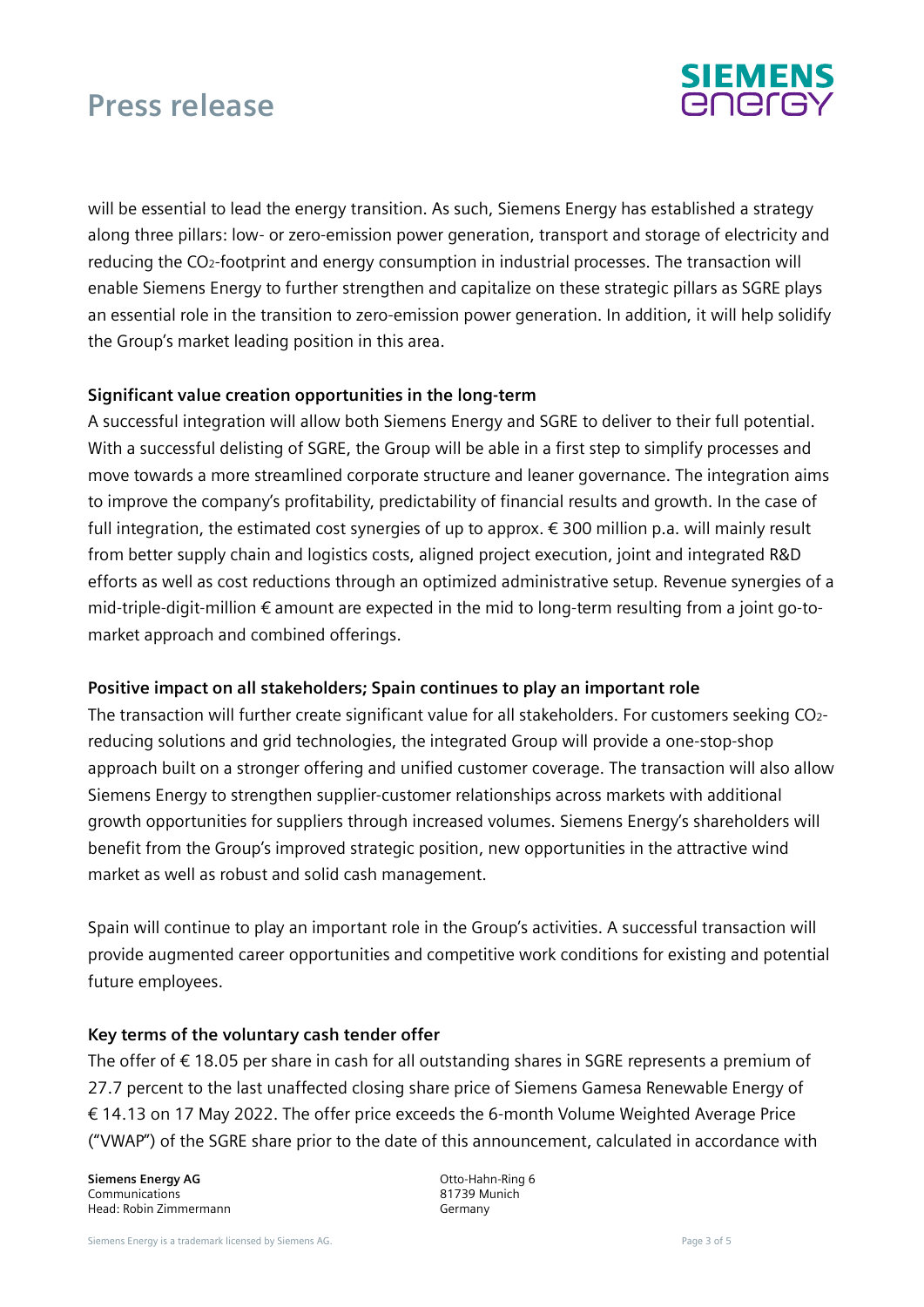will be essential to lead the energy transition. As such, Siemens Energy has established a strategy along three pillars: low- or zero-emission power generation, transport and storage of electricity and reducing the $CO_2$-footprint and energy consumption in industrial processes. The transaction will enable Siemens Energy to further strengthen and capitalize on these strategic pillars as SGRE plays an essential role in the transition to zero-emission power generation. In addition, it will help solidify the Group's market leading position in this area.

**Significant value creation opportunities in the long-term**

A successful integration will allow both Siemens Energy and SGRE to deliver to their full potential. With a successful delisting of SGRE, the Group will be able in a first step to simplify processes and move towards a more streamlined corporate structure and leaner governance. The integration aims to improve the company's profitability, predictability of financial results and growth. In the case of full integration, the estimated cost synergies of up to approx. € 300 million p.a. will mainly result from better supply chain and logistics costs, aligned project execution, joint and integrated R&D efforts as well as cost reductions through an optimized administrative setup. Revenue synergies of a mid-triple-digit-million € amount are expected in the mid to long-term resulting from a joint go-to-market approach and combined offerings.

**Positive impact on all stakeholders; Spain continues to play an important role**

The transaction will further create significant value for all stakeholders. For customers seeking $CO_2$-reducing solutions and grid technologies, the integrated Group will provide a one-stop-shop approach built on a stronger offering and unified customer coverage. The transaction will also allow Siemens Energy to strengthen supplier-customer relationships across markets with additional growth opportunities for suppliers through increased volumes. Siemens Energy's shareholders will benefit from the Group's improved strategic position, new opportunities in the attractive wind market as well as robust and solid cash management.

Spain will continue to play an important role in the Group's activities. A successful transaction will provide augmented career opportunities and competitive work conditions for existing and potential future employees.

**Key terms of the voluntary cash tender offer**

The offer of € 18.05 per share in cash for all outstanding shares in SGRE represents a premium of 27.7 percent to the last unaffected closing share price of Siemens Gamesa Renewable Energy of € 14.13 on 17 May 2022. The offer price exceeds the 6-month Volume Weighted Average Price ("VWAP") of the SGRE share prior to the date of this announcement, calculated in accordance with

**Siemens Energy AG**
Communications
Head: Robin Zimmermann

Otto-Hahn-Ring 6
81739 Munich
Germany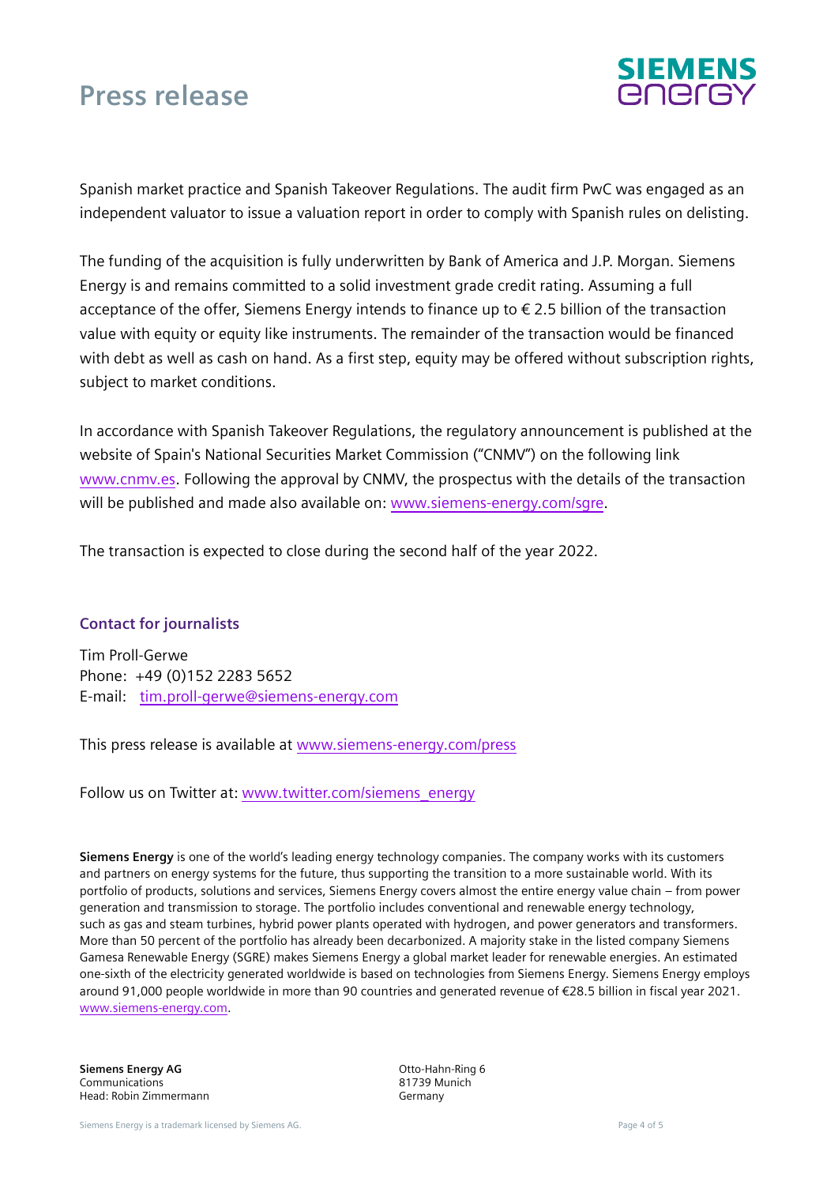Spanish market practice and Spanish Takeover Regulations. The audit firm PwC was engaged as an independent valuator to issue a valuation report in order to comply with Spanish rules on delisting.

The funding of the acquisition is fully underwritten by Bank of America and J.P. Morgan. Siemens Energy is and remains committed to a solid investment grade credit rating. Assuming a full acceptance of the offer, Siemens Energy intends to finance up to € 2.5 billion of the transaction value with equity or equity like instruments. The remainder of the transaction would be financed with debt as well as cash on hand. As a first step, equity may be offered without subscription rights, subject to market conditions.

In accordance with Spanish Takeover Regulations, the regulatory announcement is published at the website of Spain's National Securities Market Commission ("CNMV") on the following link www.cnmv.es. Following the approval by CNMV, the prospectus with the details of the transaction will be published and made also available on: www.siemens-energy.com/sgre.

The transaction is expected to close during the second half of the year 2022.

## Contact for journalists

Tim Proll-Gerwe
Phone: +49 (0)152 2283 5652
E-mail: tim.proll-gerwe@siemens-energy.com

This press release is available at www.siemens-energy.com/press

Follow us on Twitter at: www.twitter.com/siemens_energy

**Siemens Energy** is one of the world's leading energy technology companies. The company works with its customers and partners on energy systems for the future, thus supporting the transition to a more sustainable world. With its portfolio of products, solutions and services, Siemens Energy covers almost the entire energy value chain – from power generation and transmission to storage. The portfolio includes conventional and renewable energy technology, such as gas and steam turbines, hybrid power plants operated with hydrogen, and power generators and transformers. More than 50 percent of the portfolio has already been decarbonized. A majority stake in the listed company Siemens Gamesa Renewable Energy (SGRE) makes Siemens Energy a global market leader for renewable energies. An estimated one-sixth of the electricity generated worldwide is based on technologies from Siemens Energy. Siemens Energy employs around 91,000 people worldwide in more than 90 countries and generated revenue of €28.5 billion in fiscal year 2021. www.siemens-energy.com.

**Siemens Energy AG**
Communications
Head: Robin Zimmermann

Otto-Hahn-Ring 6
81739 Munich
Germany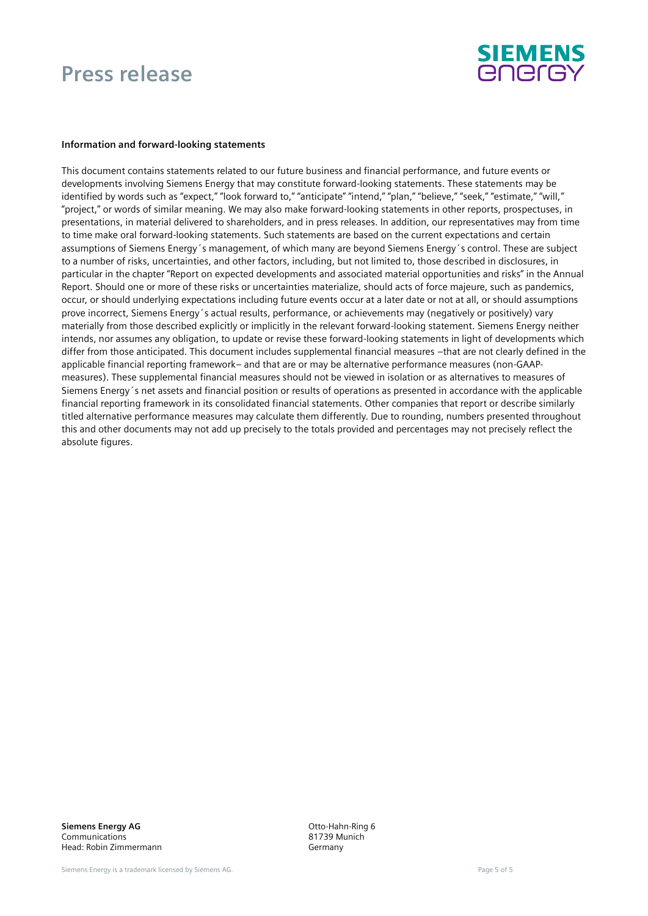### Information and forward-looking statements

This document contains statements related to our future business and financial performance, and future events or developments involving Siemens Energy that may constitute forward-looking statements. These statements may be identified by words such as "expect," "look forward to," "anticipate" "intend," "plan," "believe," "seek," "estimate," "will," "project," or words of similar meaning. We may also make forward-looking statements in other reports, prospectuses, in presentations, in material delivered to shareholders, and in press releases. In addition, our representatives may from time to time make oral forward-looking statements. Such statements are based on the current expectations and certain assumptions of Siemens Energy´s management, of which many are beyond Siemens Energy´s control. These are subject to a number of risks, uncertainties, and other factors, including, but not limited to, those described in disclosures, in particular in the chapter "Report on expected developments and associated material opportunities and risks" in the Annual Report. Should one or more of these risks or uncertainties materialize, should acts of force majeure, such as pandemics, occur, or should underlying expectations including future events occur at a later date or not at all, or should assumptions prove incorrect, Siemens Energy´s actual results, performance, or achievements may (negatively or positively) vary materially from those described explicitly or implicitly in the relevant forward-looking statement. Siemens Energy neither intends, nor assumes any obligation, to update or revise these forward-looking statements in light of developments which differ from those anticipated. This document includes supplemental financial measures –that are not clearly defined in the applicable financial reporting framework– and that are or may be alternative performance measures (non-GAAP-measures). These supplemental financial measures should not be viewed in isolation or as alternatives to measures of Siemens Energy´s net assets and financial position or results of operations as presented in accordance with the applicable financial reporting framework in its consolidated financial statements. Other companies that report or describe similarly titled alternative performance measures may calculate them differently. Due to rounding, numbers presented throughout this and other documents may not add up precisely to the totals provided and percentages may not precisely reflect the absolute figures.

**Siemens Energy AG**
Communications
Head: Robin Zimmermann

Otto-Hahn-Ring 6
81739 Munich
Germany

Siemens Energy is a trademark licensed by Siemens AG.